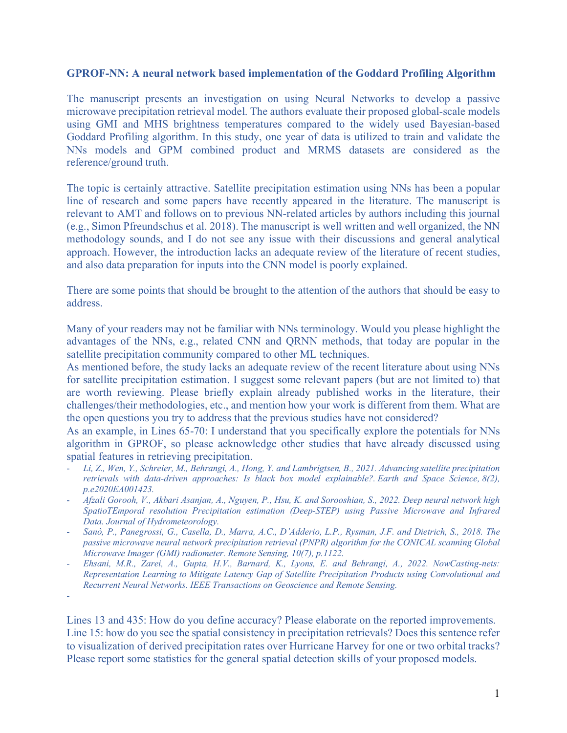**GPROF-NN: A neural network based implementation of the Goddard Profiling Algorithm**

The manuscript presents an investigation on using Neural Networks to develop a passive microwave precipitation retrieval model. The authors evaluate their proposed global-scale models using GMI and MHS brightness temperatures compared to the widely used Bayesian-based Goddard Profiling algorithm. In this study, one year of data is utilized to train and validate the NNs models and GPM combined product and MRMS datasets are considered as the reference/ground truth.

The topic is certainly attractive. Satellite precipitation estimation using NNs has been a popular line of research and some papers have recently appeared in the literature. The manuscript is relevant to AMT and follows on to previous NN-related articles by authors including this journal (e.g., Simon Pfreundschus et al. 2018). The manuscript is well written and well organized, the NN methodology sounds, and I do not see any issue with their discussions and general analytical approach. However, the introduction lacks an adequate review of the literature of recent studies, and also data preparation for inputs into the CNN model is poorly explained.

There are some points that should be brought to the attention of the authors that should be easy to address.

Many of your readers may not be familiar with NNs terminology. Would you please highlight the advantages of the NNs, e.g., related CNN and QRNN methods, that today are popular in the satellite precipitation community compared to other ML techniques.
As mentioned before, the study lacks an adequate review of the recent literature about using NNs for satellite precipitation estimation. I suggest some relevant papers (but are not limited to) that are worth reviewing. Please briefly explain already published works in the literature, their challenges/their methodologies, etc., and mention how your work is different from them. What are the open questions you try to address that the previous studies have not considered?
As an example, in Lines 65-70: I understand that you specifically explore the potentials for NNs algorithm in GPROF, so please acknowledge other studies that have already discussed using spatial features in retrieving precipitation.

- *Li, Z., Wen, Y., Schreier, M., Behrangi, A., Hong, Y. and Lambrigtsen, B., 2021. Advancing satellite precipitation retrievals with data-driven approaches: Is black box model explainable?. Earth and Space Science, 8(2), p.e2020EA001423.*
- *Afzali Gorooh, V., Akbari Asanjan, A., Nguyen, P., Hsu, K. and Sorooshian, S., 2022. Deep neural network high SpatioTEmporal resolution Precipitation estimation (Deep-STEP) using Passive Microwave and Infrared Data. Journal of Hydrometeorology.*
- *Sanò, P., Panegrossi, G., Casella, D., Marra, A.C., D'Adderio, L.P., Rysman, J.F. and Dietrich, S., 2018. The passive microwave neural network precipitation retrieval (PNPR) algorithm for the CONICAL scanning Global Microwave Imager (GMI) radiometer. Remote Sensing, 10(7), p.1122.*
- *Ehsani, M.R., Zarei, A., Gupta, H.V., Barnard, K., Lyons, E. and Behrangi, A., 2022. NowCasting-nets: Representation Learning to Mitigate Latency Gap of Satellite Precipitation Products using Convolutional and Recurrent Neural Networks. IEEE Transactions on Geoscience and Remote Sensing.*
-

Lines 13 and 435: How do you define accuracy? Please elaborate on the reported improvements.
Line 15: how do you see the spatial consistency in precipitation retrievals? Does this sentence refer to visualization of derived precipitation rates over Hurricane Harvey for one or two orbital tracks? Please report some statistics for the general spatial detection skills of your proposed models.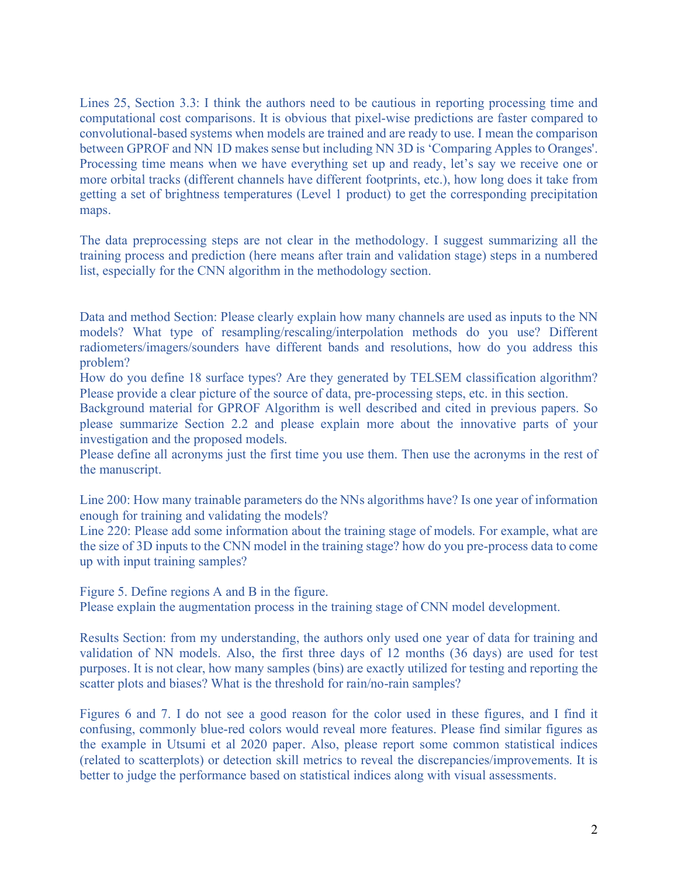Lines 25, Section 3.3: I think the authors need to be cautious in reporting processing time and computational cost comparisons. It is obvious that pixel-wise predictions are faster compared to convolutional-based systems when models are trained and are ready to use. I mean the comparison between GPROF and NN 1D makes sense but including NN 3D is 'Comparing Apples to Oranges'. Processing time means when we have everything set up and ready, let's say we receive one or more orbital tracks (different channels have different footprints, etc.), how long does it take from getting a set of brightness temperatures (Level 1 product) to get the corresponding precipitation maps.

The data preprocessing steps are not clear in the methodology. I suggest summarizing all the training process and prediction (here means after train and validation stage) steps in a numbered list, especially for the CNN algorithm in the methodology section.

Data and method Section: Please clearly explain how many channels are used as inputs to the NN models? What type of resampling/rescaling/interpolation methods do you use? Different radiometers/imagers/sounders have different bands and resolutions, how do you address this problem?
How do you define 18 surface types? Are they generated by TELSEM classification algorithm? Please provide a clear picture of the source of data, pre-processing steps, etc. in this section.
Background material for GPROF Algorithm is well described and cited in previous papers. So please summarize Section 2.2 and please explain more about the innovative parts of your investigation and the proposed models.
Please define all acronyms just the first time you use them. Then use the acronyms in the rest of the manuscript.

Line 200: How many trainable parameters do the NNs algorithms have? Is one year of information enough for training and validating the models?
Line 220: Please add some information about the training stage of models. For example, what are the size of 3D inputs to the CNN model in the training stage? how do you pre-process data to come up with input training samples?

Figure 5. Define regions A and B in the figure.
Please explain the augmentation process in the training stage of CNN model development.

Results Section: from my understanding, the authors only used one year of data for training and validation of NN models. Also, the first three days of 12 months (36 days) are used for test purposes. It is not clear, how many samples (bins) are exactly utilized for testing and reporting the scatter plots and biases? What is the threshold for rain/no-rain samples?

Figures 6 and 7. I do not see a good reason for the color used in these figures, and I find it confusing, commonly blue-red colors would reveal more features. Please find similar figures as the example in Utsumi et al 2020 paper. Also, please report some common statistical indices (related to scatterplots) or detection skill metrics to reveal the discrepancies/improvements. It is better to judge the performance based on statistical indices along with visual assessments.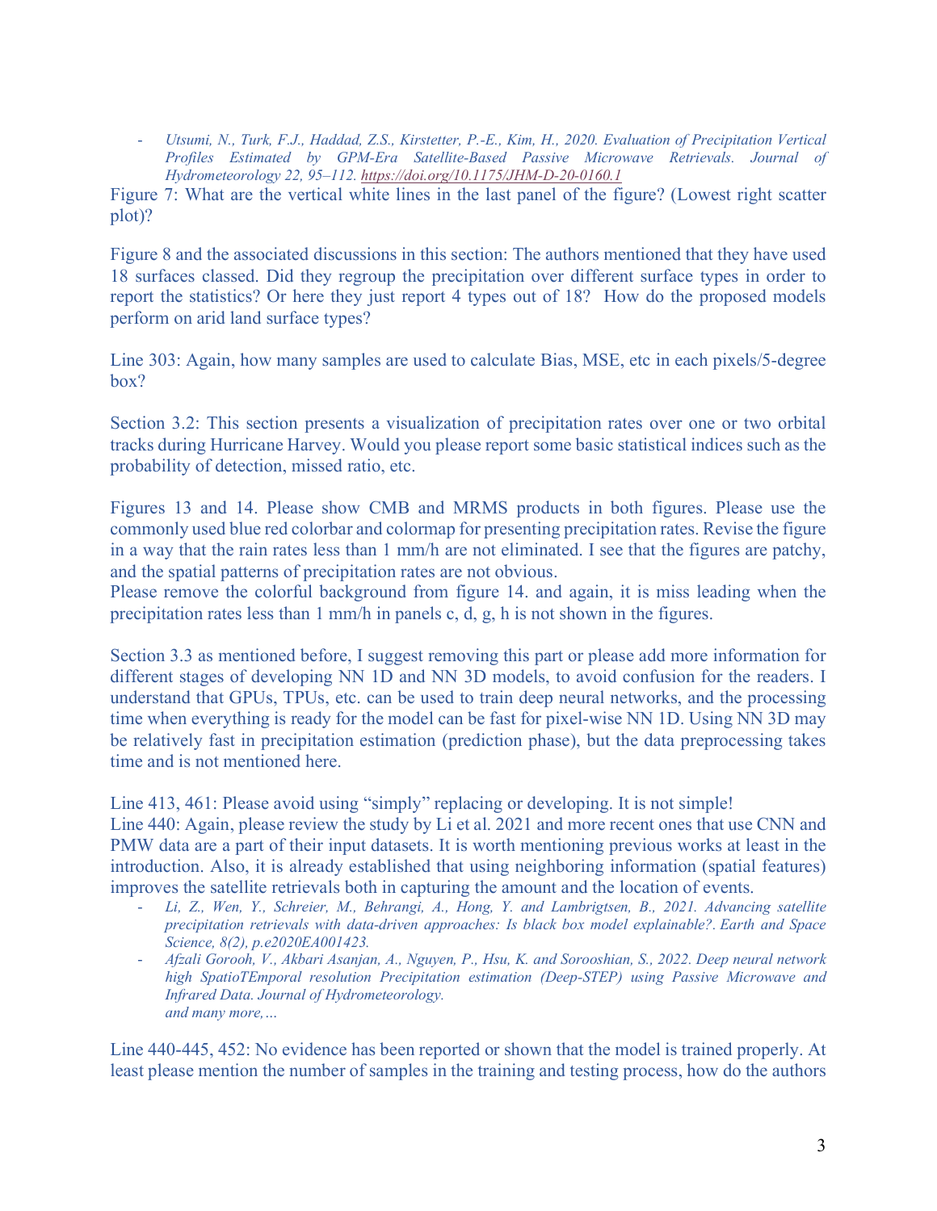- *Utsumi, N., Turk, F.J., Haddad, Z.S., Kirstetter, P.-E., Kim, H., 2020. Evaluation of Precipitation Vertical Profiles Estimated by GPM-Era Satellite-Based Passive Microwave Retrievals. Journal of Hydrometeorology 22, 95–112.* https://doi.org/10.1175/JHM-D-20-0160.1

Figure 7: What are the vertical white lines in the last panel of the figure? (Lowest right scatter plot)?

Figure 8 and the associated discussions in this section: The authors mentioned that they have used 18 surfaces classed. Did they regroup the precipitation over different surface types in order to report the statistics? Or here they just report 4 types out of 18? How do the proposed models perform on arid land surface types?

Line 303: Again, how many samples are used to calculate Bias, MSE, etc in each pixels/5-degree box?

Section 3.2: This section presents a visualization of precipitation rates over one or two orbital tracks during Hurricane Harvey. Would you please report some basic statistical indices such as the probability of detection, missed ratio, etc.

Figures 13 and 14. Please show CMB and MRMS products in both figures. Please use the commonly used blue red colorbar and colormap for presenting precipitation rates. Revise the figure in a way that the rain rates less than 1 mm/h are not eliminated. I see that the figures are patchy, and the spatial patterns of precipitation rates are not obvious.
Please remove the colorful background from figure 14. and again, it is miss leading when the precipitation rates less than 1 mm/h in panels c, d, g, h is not shown in the figures.

Section 3.3 as mentioned before, I suggest removing this part or please add more information for different stages of developing NN 1D and NN 3D models, to avoid confusion for the readers. I understand that GPUs, TPUs, etc. can be used to train deep neural networks, and the processing time when everything is ready for the model can be fast for pixel-wise NN 1D. Using NN 3D may be relatively fast in precipitation estimation (prediction phase), but the data preprocessing takes time and is not mentioned here.

Line 413, 461: Please avoid using "simply" replacing or developing. It is not simple!
Line 440: Again, please review the study by Li et al. 2021 and more recent ones that use CNN and PMW data are a part of their input datasets. It is worth mentioning previous works at least in the introduction. Also, it is already established that using neighboring information (spatial features) improves the satellite retrievals both in capturing the amount and the location of events.

- *Li, Z., Wen, Y., Schreier, M., Behrangi, A., Hong, Y. and Lambrigtsen, B., 2021. Advancing satellite precipitation retrievals with data-driven approaches: Is black box model explainable?. Earth and Space Science, 8(2), p.e2020EA001423.*
- *Afzali Gorooh, V., Akbari Asanjan, A., Nguyen, P., Hsu, K. and Sorooshian, S., 2022. Deep neural network high SpatioTEmporal resolution Precipitation estimation (Deep-STEP) using Passive Microwave and Infrared Data. Journal of Hydrometeorology.*
  *and many more,…*

Line 440-445, 452: No evidence has been reported or shown that the model is trained properly. At least please mention the number of samples in the training and testing process, how do the authors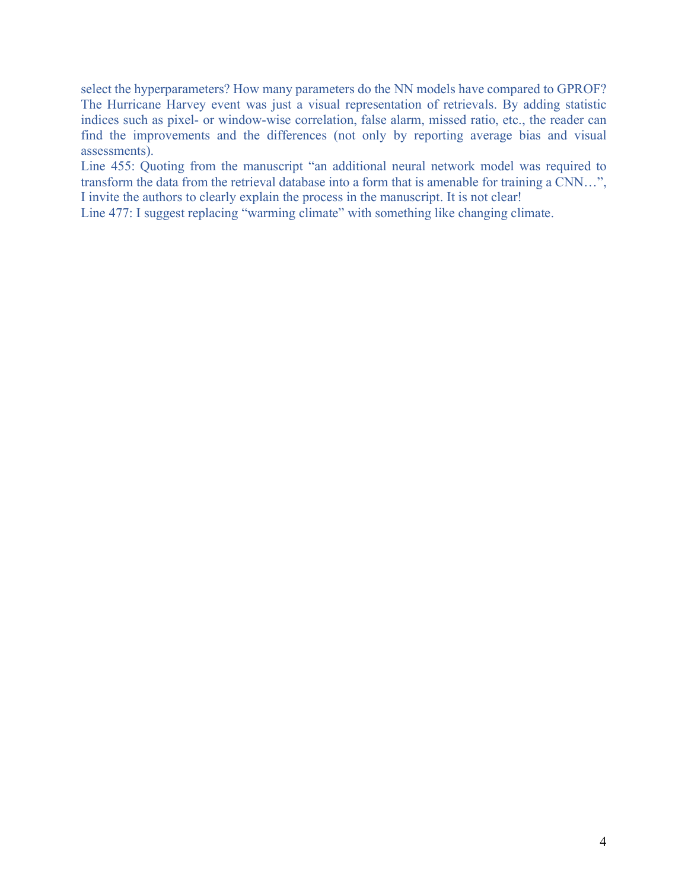select the hyperparameters? How many parameters do the NN models have compared to GPROF? The Hurricane Harvey event was just a visual representation of retrievals. By adding statistic indices such as pixel- or window-wise correlation, false alarm, missed ratio, etc., the reader can find the improvements and the differences (not only by reporting average bias and visual assessments).

Line 455: Quoting from the manuscript "an additional neural network model was required to transform the data from the retrieval database into a form that is amenable for training a CNN…", I invite the authors to clearly explain the process in the manuscript. It is not clear!

Line 477: I suggest replacing "warming climate" with something like changing climate.